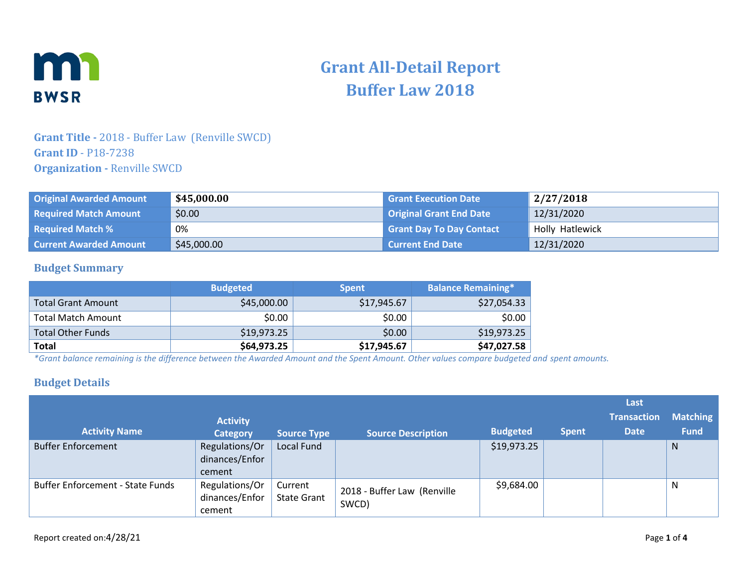# Grant All-Detail Report
# Buffer Law 2018

**Grant Title -** 2018 - Buffer Law (Renville SWCD)
**Grant ID** - P18-7238
**Organization -** Renville SWCD

| | | | |
|---|---|---|---|
| **Original Awarded Amount** | **$45,000.00** | **Grant Execution Date** | **2/27/2018** |
| **Required Match Amount** | $0.00 | **Original Grant End Date** | 12/31/2020 |
| **Required Match %** | 0% | **Grant Day To Day Contact** | Holly Hatlewick |
| **Current Awarded Amount** | $45,000.00 | **Current End Date** | 12/31/2020 |

## Budget Summary

| | Budgeted | Spent | Balance Remaining* |
|---|---|---|---|
| Total Grant Amount | $45,000.00 | $17,945.67 | $27,054.33 |
| Total Match Amount | $0.00 | $0.00 | $0.00 |
| Total Other Funds | $19,973.25 | $0.00 | $19,973.25 |
| **Total** | **$64,973.25** | **$17,945.67** | **$47,027.58** |

*Grant balance remaining is the difference between the Awarded Amount and the Spent Amount. Other values compare budgeted and spent amounts.*

## Budget Details

| Activity Name | Activity Category | Source Type | Source Description | Budgeted | Spent | Last Transaction Date | Matching Fund |
|---|---|---|---|---|---|---|---|
| Buffer Enforcement | Regulations/Ordinances/Enforcement | Local Fund | | $19,973.25 | | | N |
| Buffer Enforcement - State Funds | Regulations/Ordinances/Enforcement | Current State Grant | 2018 - Buffer Law (Renville SWCD) | $9,684.00 | | | N |

Report created on:4/28/21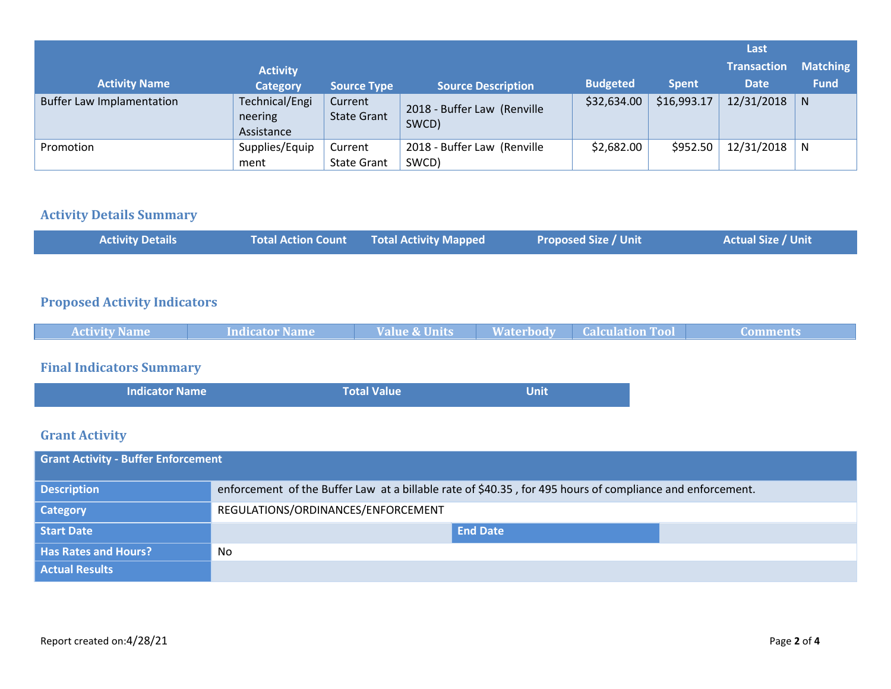| Activity Name | Activity Category | Source Type | Source Description | Budgeted | Spent | Last Transaction Date | Matching Fund |
|---|---|---|---|---|---|---|---|
| Buffer Law Implamentation | Technical/Engineering Assistance | Current State Grant | 2018 - Buffer Law (Renville SWCD) | $32,634.00 | $16,993.17 | 12/31/2018 | N |
| Promotion | Supplies/Equipment | Current State Grant | 2018 - Buffer Law (Renville SWCD) | $2,682.00 | $952.50 | 12/31/2018 | N |

## Activity Details Summary

| Activity Details | Total Action Count | Total Activity Mapped | Proposed Size / Unit | Actual Size / Unit |
|---|---|---|---|---|

## Proposed Activity Indicators

| Activity Name | Indicator Name | Value & Units | Waterbody | Calculation Tool | Comments |
|---|---|---|---|---|---|

## Final Indicators Summary

| Indicator Name | Total Value | Unit |
|---|---|---|

## Grant Activity

| Grant Activity - Buffer Enforcement | | | |
|---|---|---|---|
| **Description** | enforcement of the Buffer Law at a billable rate of $40.35 , for 495 hours of compliance and enforcement. | | |
| **Category** | REGULATIONS/ORDINANCES/ENFORCEMENT | | |
| **Start Date** | | **End Date** | |
| **Has Rates and Hours?** | No | | |
| **Actual Results** | | | |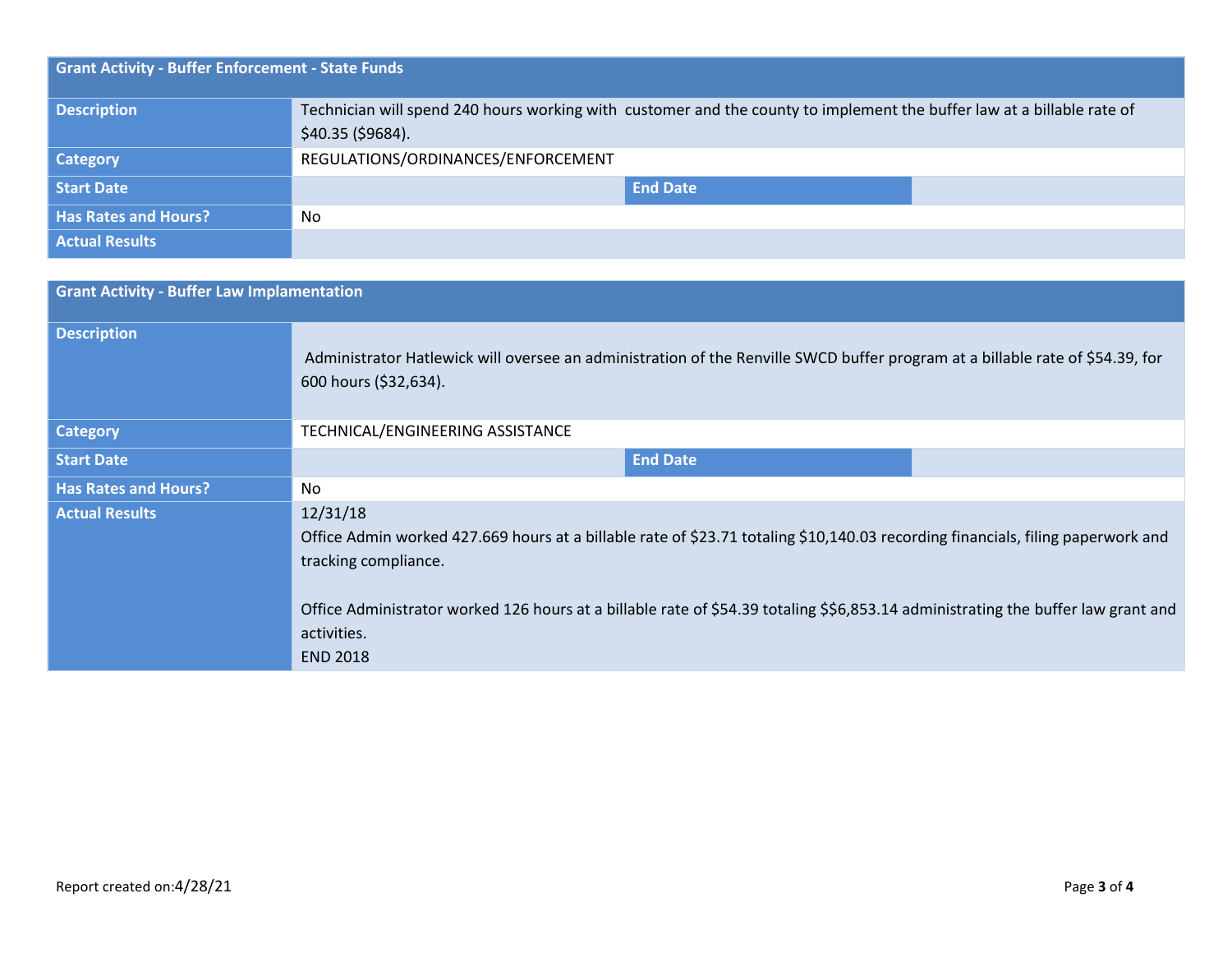| Grant Activity - Buffer Enforcement - State Funds | | | |
|---|---|---|---|
| Description | Technician will spend 240 hours working with customer and the county to implement the buffer law at a billable rate of $40.35 ($9684). | | |
| Category | REGULATIONS/ORDINANCES/ENFORCEMENT | | |
| Start Date | | End Date | |
| Has Rates and Hours? | No | | |
| Actual Results | | | |

| Grant Activity - Buffer Law Implamentation | | | |
|---|---|---|---|
| Description | Administrator Hatlewick will oversee an administration of the Renville SWCD buffer program at a billable rate of $54.39, for 600 hours ($32,634). | | |
| Category | TECHNICAL/ENGINEERING ASSISTANCE | | |
| Start Date | | End Date | |
| Has Rates and Hours? | No | | |
| Actual Results | 12/31/18<br>Office Admin worked 427.669 hours at a billable rate of $23.71 totaling $10,140.03 recording financials, filing paperwork and tracking compliance.<br><br>Office Administrator worked 126 hours at a billable rate of $54.39 totaling $$6,853.14 administrating the buffer law grant and activities.<br>END 2018 | | |

Report created on:4/28/21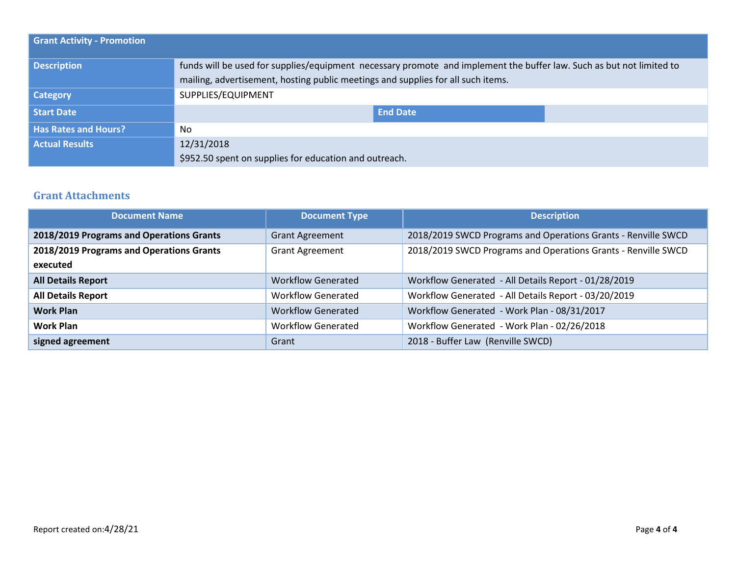| Grant Activity - Promotion | | | |
|---|---|---|---|
| **Description** | funds will be used for supplies/equipment necessary promote and implement the buffer law. Such as but not limited to mailing, advertisement, hosting public meetings and supplies for all such items. | | |
| **Category** | SUPPLIES/EQUIPMENT | | |
| **Start Date** | | **End Date** | |
| **Has Rates and Hours?** | No | | |
| **Actual Results** | 12/31/2018<br>$952.50 spent on supplies for education and outreach. | | |

## Grant Attachments

| Document Name | Document Type | Description |
|---|---|---|
| **2018/2019 Programs and Operations Grants** | Grant Agreement | 2018/2019 SWCD Programs and Operations Grants - Renville SWCD |
| **2018/2019 Programs and Operations Grants executed** | Grant Agreement | 2018/2019 SWCD Programs and Operations Grants - Renville SWCD |
| **All Details Report** | Workflow Generated | Workflow Generated - All Details Report - 01/28/2019 |
| **All Details Report** | Workflow Generated | Workflow Generated - All Details Report - 03/20/2019 |
| **Work Plan** | Workflow Generated | Workflow Generated - Work Plan - 08/31/2017 |
| **Work Plan** | Workflow Generated | Workflow Generated - Work Plan - 02/26/2018 |
| **signed agreement** | Grant | 2018 - Buffer Law (Renville SWCD) |

Report created on:4/28/21